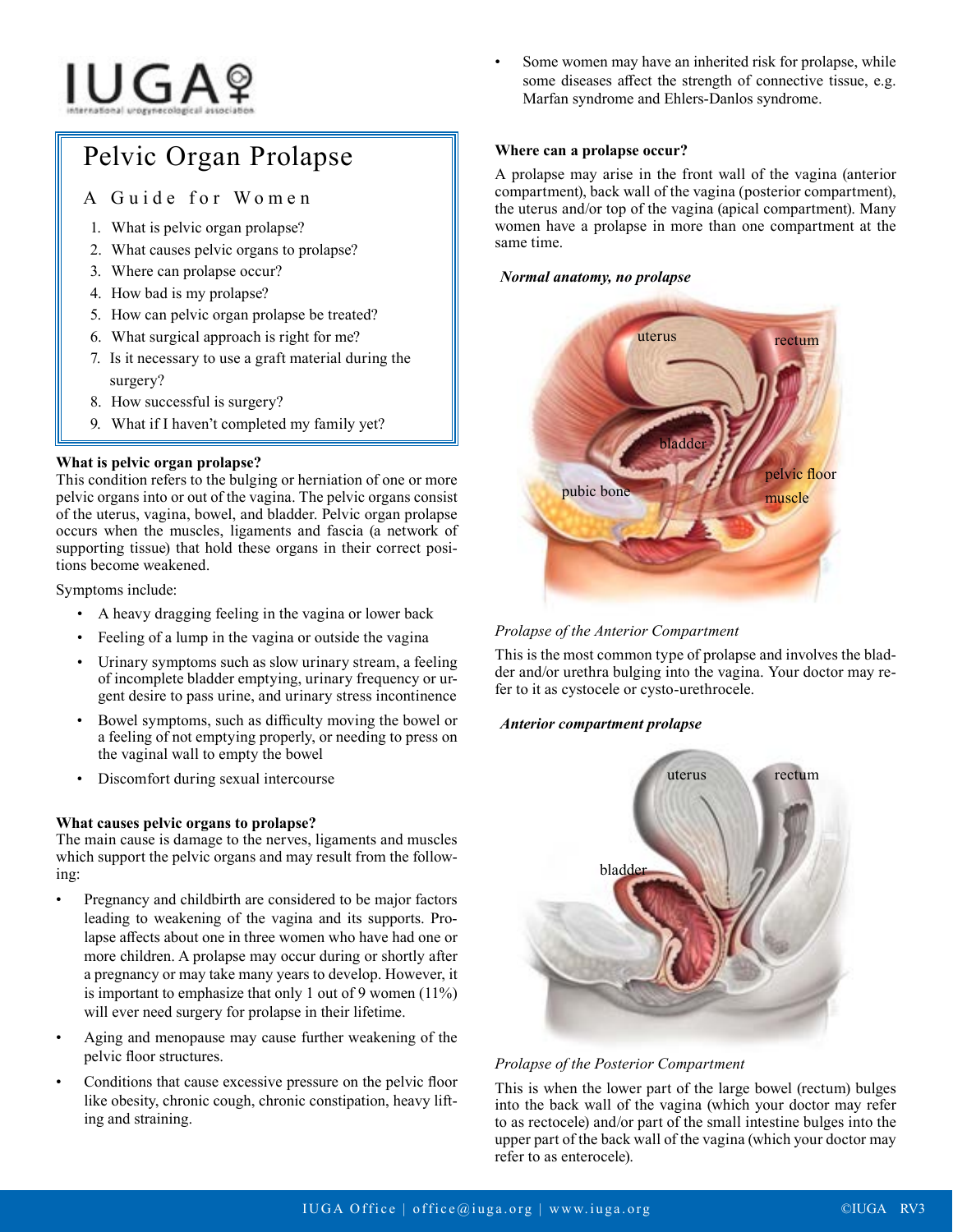# Pelvic Organ Prolapse

## A Guide for Women

1. What is pelvic organ prolapse?
2. What causes pelvic organs to prolapse?
3. Where can prolapse occur?
4. How bad is my prolapse?
5. How can pelvic organ prolapse be treated?
6. What surgical approach is right for me?
7. Is it necessary to use a graft material during the surgery?
8. How successful is surgery?
9. What if I haven't completed my family yet?

### What is pelvic organ prolapse?

This condition refers to the bulging or herniation of one or more pelvic organs into or out of the vagina. The pelvic organs consist of the uterus, vagina, bowel, and bladder. Pelvic organ prolapse occurs when the muscles, ligaments and fascia (a network of supporting tissue) that hold these organs in their correct positions become weakened.

Symptoms include:

- A heavy dragging feeling in the vagina or lower back
- Feeling of a lump in the vagina or outside the vagina
- Urinary symptoms such as slow urinary stream, a feeling of incomplete bladder emptying, urinary frequency or urgent desire to pass urine, and urinary stress incontinence
- Bowel symptoms, such as difficulty moving the bowel or a feeling of not emptying properly, or needing to press on the vaginal wall to empty the bowel
- Discomfort during sexual intercourse

### What causes pelvic organs to prolapse?

The main cause is damage to the nerves, ligaments and muscles which support the pelvic organs and may result from the following:

- Pregnancy and childbirth are considered to be major factors leading to weakening of the vagina and its supports. Prolapse affects about one in three women who have had one or more children. A prolapse may occur during or shortly after a pregnancy or may take many years to develop. However, it is important to emphasize that only 1 out of 9 women (11%) will ever need surgery for prolapse in their lifetime.
- Aging and menopause may cause further weakening of the pelvic floor structures.
- Conditions that cause excessive pressure on the pelvic floor like obesity, chronic cough, chronic constipation, heavy lifting and straining.
- Some women may have an inherited risk for prolapse, while some diseases affect the strength of connective tissue, e.g. Marfan syndrome and Ehlers-Danlos syndrome.

### Where can a prolapse occur?

A prolapse may arise in the front wall of the vagina (anterior compartment), back wall of the vagina (posterior compartment), the uterus and/or top of the vagina (apical compartment). Many women have a prolapse in more than one compartment at the same time.

***Normal anatomy, no prolapse***

*Prolapse of the Anterior Compartment*

This is the most common type of prolapse and involves the bladder and/or urethra bulging into the vagina. Your doctor may refer to it as cystocele or cysto-urethrocele.

***Anterior compartment prolapse***

*Prolapse of the Posterior Compartment*

This is when the lower part of the large bowel (rectum) bulges into the back wall of the vagina (which your doctor may refer to as rectocele) and/or part of the small intestine bulges into the upper part of the back wall of the vagina (which your doctor may refer to as enterocele).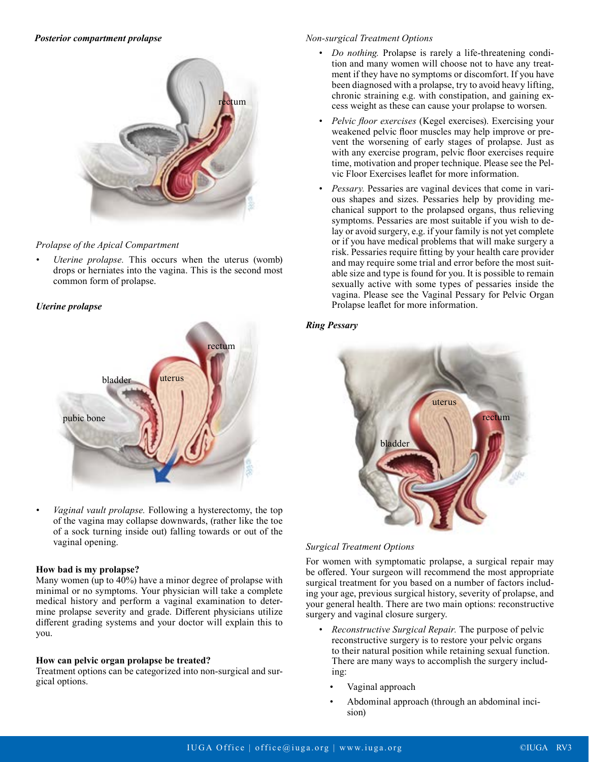***Posterior compartment prolapse***

*Prolapse of the Apical Compartment*

- *Uterine prolapse.* This occurs when the uterus (womb) drops or herniates into the vagina. This is the second most common form of prolapse.

***Uterine prolapse***

- *Vaginal vault prolapse.* Following a hysterectomy, the top of the vagina may collapse downwards, (rather like the toe of a sock turning inside out) falling towards or out of the vaginal opening.

**How bad is my prolapse?**

Many women (up to 40%) have a minor degree of prolapse with minimal or no symptoms. Your physician will take a complete medical history and perform a vaginal examination to determine prolapse severity and grade. Different physicians utilize different grading systems and your doctor will explain this to you.

**How can pelvic organ prolapse be treated?**

Treatment options can be categorized into non-surgical and surgical options.

*Non-surgical Treatment Options*

- *Do nothing.* Prolapse is rarely a life-threatening condition and many women will choose not to have any treatment if they have no symptoms or discomfort. If you have been diagnosed with a prolapse, try to avoid heavy lifting, chronic straining e.g. with constipation, and gaining excess weight as these can cause your prolapse to worsen.
- *Pelvic floor exercises* (Kegel exercises). Exercising your weakened pelvic floor muscles may help improve or prevent the worsening of early stages of prolapse. Just as with any exercise program, pelvic floor exercises require time, motivation and proper technique. Please see the Pelvic Floor Exercises leaflet for more information.
- *Pessary.* Pessaries are vaginal devices that come in various shapes and sizes. Pessaries help by providing mechanical support to the prolapsed organs, thus relieving symptoms. Pessaries are most suitable if you wish to delay or avoid surgery, e.g. if your family is not yet complete or if you have medical problems that will make surgery a risk. Pessaries require fitting by your health care provider and may require some trial and error before the most suitable size and type is found for you. It is possible to remain sexually active with some types of pessaries inside the vagina. Please see the Vaginal Pessary for Pelvic Organ Prolapse leaflet for more information.

***Ring Pessary***

*Surgical Treatment Options*

For women with symptomatic prolapse, a surgical repair may be offered. Your surgeon will recommend the most appropriate surgical treatment for you based on a number of factors including your age, previous surgical history, severity of prolapse, and your general health. There are two main options: reconstructive surgery and vaginal closure surgery.

- *Reconstructive Surgical Repair.* The purpose of pelvic reconstructive surgery is to restore your pelvic organs to their natural position while retaining sexual function. There are many ways to accomplish the surgery including:
  - Vaginal approach
  - Abdominal approach (through an abdominal incision)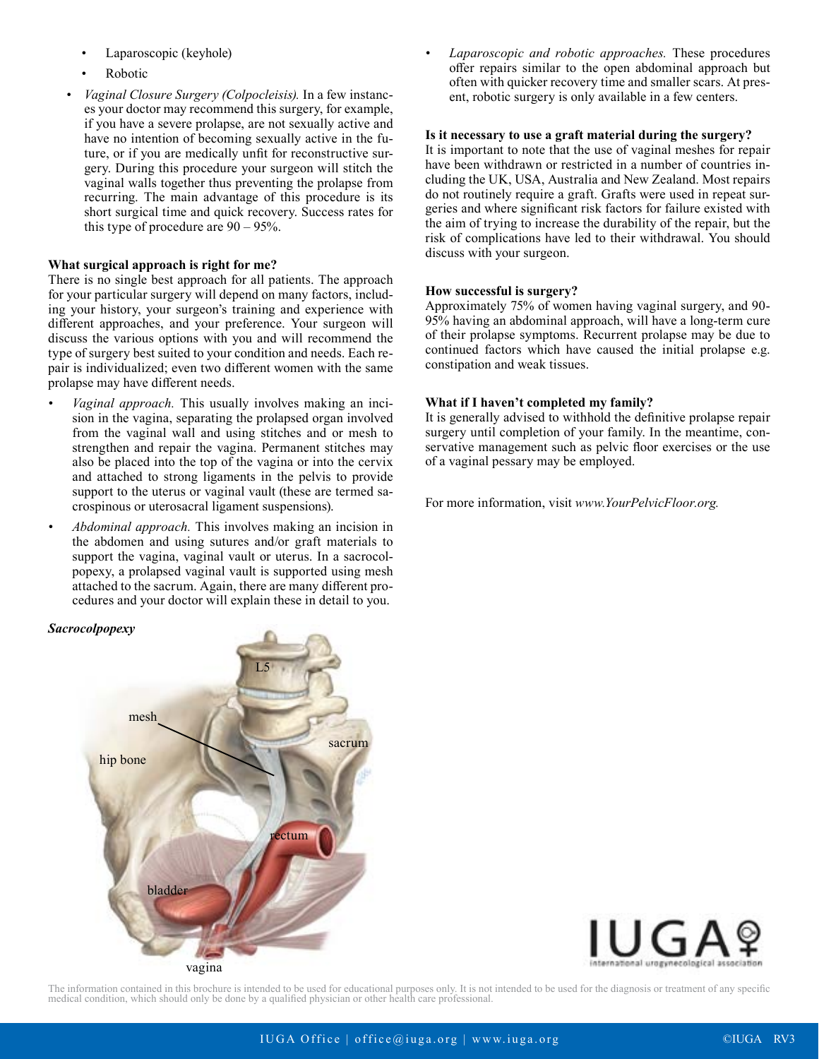- Laparoscopic (keyhole)
- Robotic

- *Vaginal Closure Surgery (Colpocleisis).* In a few instances your doctor may recommend this surgery, for example, if you have a severe prolapse, are not sexually active and have no intention of becoming sexually active in the future, or if you are medically unfit for reconstructive surgery. During this procedure your surgeon will stitch the vaginal walls together thus preventing the prolapse from recurring. The main advantage of this procedure is its short surgical time and quick recovery. Success rates for this type of procedure are 90 – 95%.

**What surgical approach is right for me?**

There is no single best approach for all patients. The approach for your particular surgery will depend on many factors, including your history, your surgeon's training and experience with different approaches, and your preference. Your surgeon will discuss the various options with you and will recommend the type of surgery best suited to your condition and needs. Each repair is individualized; even two different women with the same prolapse may have different needs.

- *Vaginal approach.* This usually involves making an incision in the vagina, separating the prolapsed organ involved from the vaginal wall and using stitches and or mesh to strengthen and repair the vagina. Permanent stitches may also be placed into the top of the vagina or into the cervix and attached to strong ligaments in the pelvis to provide support to the uterus or vaginal vault (these are termed sacrospinous or uterosacral ligament suspensions).
- *Abdominal approach.* This involves making an incision in the abdomen and using sutures and/or graft materials to support the vagina, vaginal vault or uterus. In a sacrocolpopexy, a prolapsed vaginal vault is supported using mesh attached to the sacrum. Again, there are many different procedures and your doctor will explain these in detail to you.

***Sacrocolpopexy***

L5
mesh
sacrum
hip bone
rectum
bladder
vagina

- *Laparoscopic and robotic approaches.* These procedures offer repairs similar to the open abdominal approach but often with quicker recovery time and smaller scars. At present, robotic surgery is only available in a few centers.

**Is it necessary to use a graft material during the surgery?**

It is important to note that the use of vaginal meshes for repair have been withdrawn or restricted in a number of countries including the UK, USA, Australia and New Zealand. Most repairs do not routinely require a graft. Grafts were used in repeat surgeries and where significant risk factors for failure existed with the aim of trying to increase the durability of the repair, but the risk of complications have led to their withdrawal. You should discuss with your surgeon.

**How successful is surgery?**

Approximately 75% of women having vaginal surgery, and 90-95% having an abdominal approach, will have a long-term cure of their prolapse symptoms. Recurrent prolapse may be due to continued factors which have caused the initial prolapse e.g. constipation and weak tissues.

**What if I haven't completed my family?**

It is generally advised to withhold the definitive prolapse repair surgery until completion of your family. In the meantime, conservative management such as pelvic floor exercises or the use of a vaginal pessary may be employed.

For more information, visit *www.YourPelvicFloor.org.*

IUGA international urogynecological association

The information contained in this brochure is intended to be used for educational purposes only. It is not intended to be used for the diagnosis or treatment of any specific medical condition, which should only be done by a qualified physician or other health care professional.

IUGA Office | office@iuga.org | www.iuga.org ©IUGA RV3